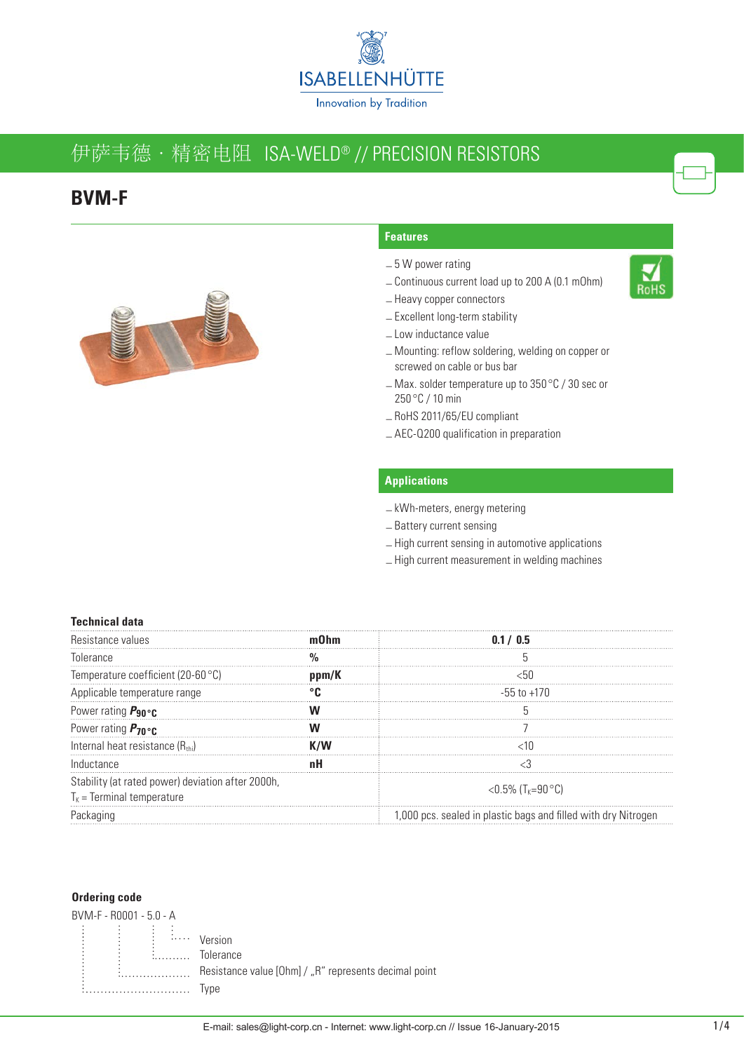ISABELLENHÜTTE

Innovation by Tradition

## 伊萨韦德 · 精密电阻 ISA-WELD® // PRECISION RESISTORS

# BVM-F

### Features

- 5 W power rating
- Continuous current load up to 200 A (0.1 mOhm)
- Heavy copper connectors
- Excellent long-term stability
- Low inductance value
- Mounting: reflow soldering, welding on copper or screwed on cable or bus bar
- Max. solder temperature up to 350 °C / 30 sec or 250 °C / 10 min
- RoHS 2011/65/EU compliant
- AEC-Q200 qualification in preparation

RoHS

### Applications

- kWh-meters, energy metering
- Battery current sensing
- High current sensing in automotive applications
- High current measurement in welding machines

### Technical data

| | | |
|---|---|---|
| Resistance values | **mOhm** | **0.1 / 0.5** |
| Tolerance | **%** | 5 |
| Temperature coefficient (20-60 °C) | **ppm/K** | <50 |
| Applicable temperature range | **°C** | -55 to +170 |
| Power rating $P_{90\,°C}$ | **W** | 5 |
| Power rating $P_{70\,°C}$ | **W** | 7 |
| Internal heat resistance ($R_{thi}$) | **K/W** | <10 |
| Inductance | **nH** | <3 |
| Stability (at rated power) deviation after 2000h, $T_K$ = Terminal temperature | | <0.5% ($T_K$=90 °C) |
| Packaging | | 1,000 pcs. sealed in plastic bags and filled with dry Nitrogen |

### Ordering code

BVM-F - R0001 - 5.0 - A

- A: Version
- 5.0: Tolerance
- R0001: Resistance value [Ohm] / „R" represents decimal point
- BVM-F: Type

E-mail: sales@light-corp.cn - Internet: www.light-corp.cn // Issue 16-January-2015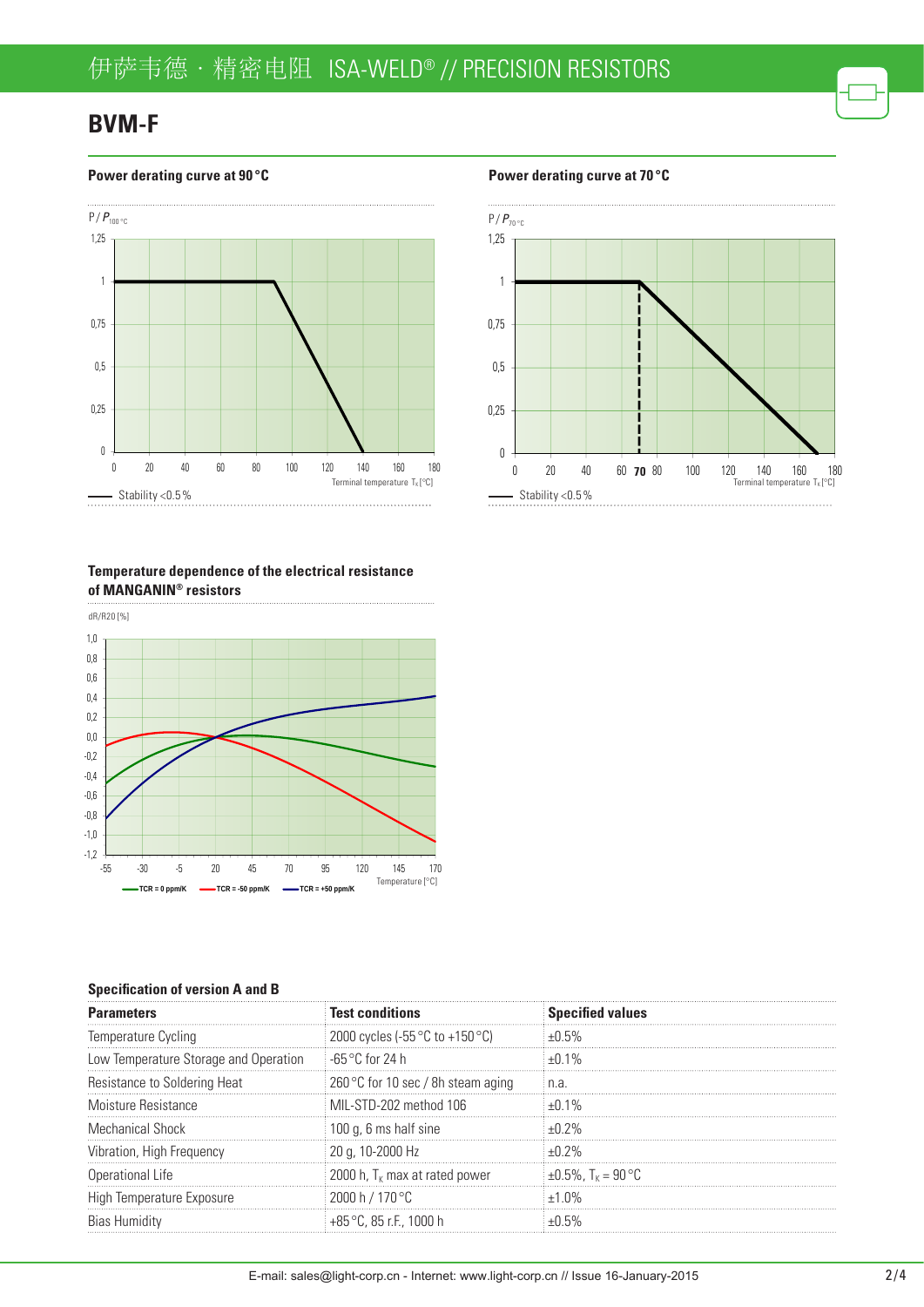# BVM-F

### Power derating curve at 90 °C

P / $P_{100\,°C}$

Terminal temperature $T_K$ [°C]

Stability <0.5 %

### Power derating curve at 70 °C

P / $P_{70\,°C}$

Terminal temperature $T_K$ [°C]

Stability <0.5 %

### Temperature dependence of the electrical resistance of MANGANIN® resistors

dR/R20 [%]

Temperature [°C]

TCR = 0 ppm/K — TCR = -50 ppm/K — TCR = +50 ppm/K

### Specification of version A and B

| Parameters | Test conditions | Specified values |
|---|---|---|
| Temperature Cycling | 2000 cycles (-55 °C to +150 °C) | ±0.5% |
| Low Temperature Storage and Operation | -65 °C for 24 h | ±0.1% |
| Resistance to Soldering Heat | 260 °C for 10 sec / 8h steam aging | n.a. |
| Moisture Resistance | MIL-STD-202 method 106 | ±0.1% |
| Mechanical Shock | 100 g, 6 ms half sine | ±0.2% |
| Vibration, High Frequency | 20 g, 10-2000 Hz | ±0.2% |
| Operational Life | 2000 h, $T_K$ max at rated power | ±0.5%, $T_K$ = 90 °C |
| High Temperature Exposure | 2000 h / 170 °C | ±1.0% |
| Bias Humidity | +85 °C, 85 r.F., 1000 h | ±0.5% |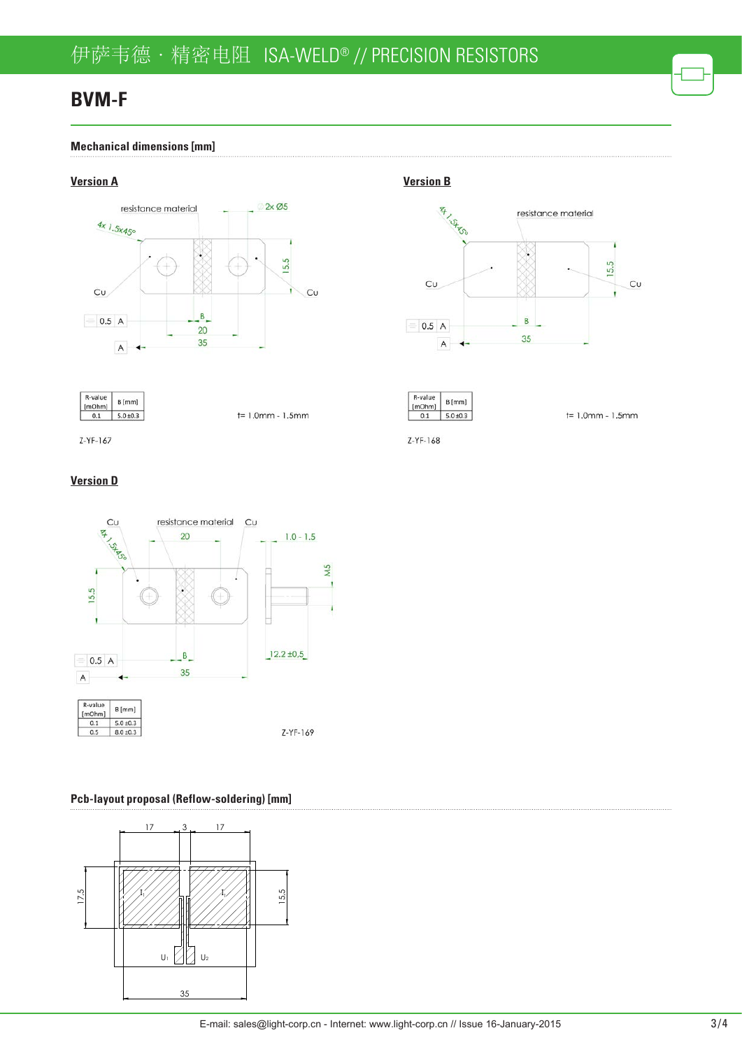# BVM-F

## Mechanical dimensions [mm]

### Version A

| R-value [mOhm] | B [mm] |
|---|---|
| 0.1 | 5.0±0.3 |

t= 1.0mm - 1.5mm

Z-YF-167

### Version B

| R-value [mOhm] | B [mm] |
|---|---|
| 0.1 | 5.0±0.3 |

t= 1.0mm - 1.5mm

Z-YF-168

### Version D

| R-value [mOhm] | B [mm] |
|---|---|
| 0.1 | 5.0±0.3 |
| 0.5 | 8.0±0.3 |

Z-YF-169

## Pcb-layout proposal (Reflow-soldering) [mm]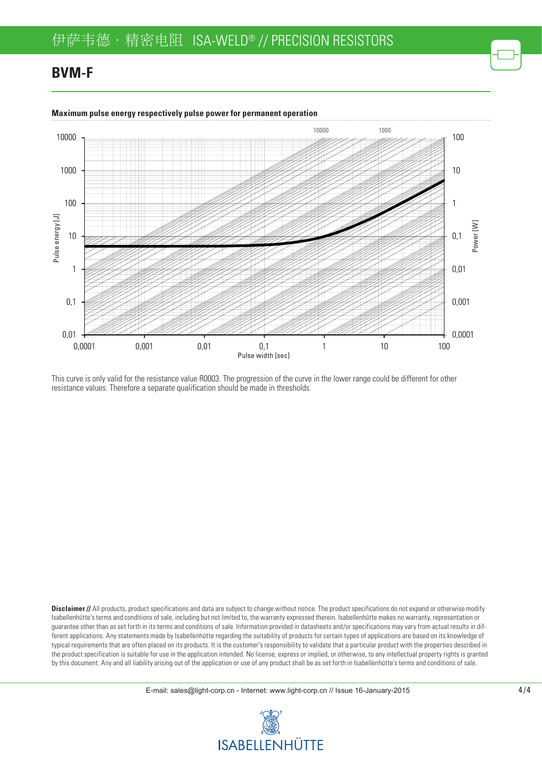# BVM-F

**Maximum pulse energy respectively pulse power for permanent operation**

10000
1000

Pulse energy [J]
10000
1000
100
10
1
0,1
0,01

Power [W]
100
10
1
0,1
0,01
0,001
0,0001

0,0001
0,001
0,01
0,1
1
10
100
Pulse width [sec]

This curve is only valid for the resistance value R0003. The progression of the curve in the lower range could be different for other resistance values. Therefore a separate qualification should be made in thresholds.

**Disclaimer //** All products, product specifications and data are subject to change without notice. The product specifications do not expand or otherwise modify Isabellenhütte's terms and conditions of sale, including but not limited to, the warranty expressed therein. Isabellenhütte makes no warranty, representation or guarantee other than as set forth in its terms and conditions of sale. Information provided in datasheets and/or specifications may vary from actual results in different applications. Any statements made by Isabellenhütte regarding the suitability of products for certain types of applications are based on its knowledge of typical requirements that are often placed on its products. It is the customer's responsibility to validate that a particular product with the properties described in the product specification is suitable for use in the application intended. No license, express or implied, or otherwise, to any intellectual property rights is granted by this document. Any and all liability arising out of the application or use of any product shall be as set forth in Isabellenhütte's terms and conditions of sale.

E-mail: sales@light-corp.cn - Internet: www.light-corp.cn // Issue 16-January-2015